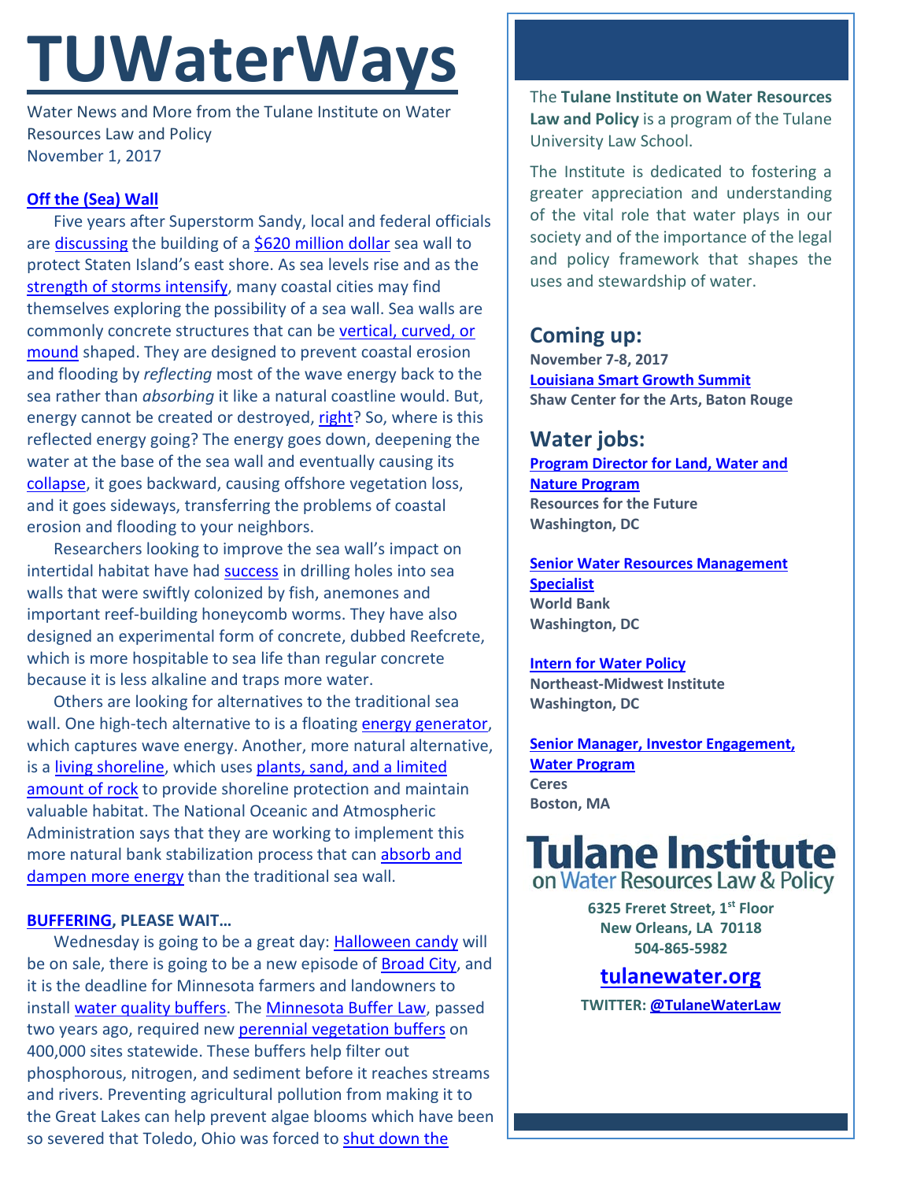# TUWaterWays

Water News and More from the Tulane Institute on Water Resources Law and Policy
November 1, 2017

### Off the (Sea) Wall

Five years after Superstorm Sandy, local and federal officials are discussing the building of a $620 million dollar sea wall to protect Staten Island's east shore. As sea levels rise and as the strength of storms intensify, many coastal cities may find themselves exploring the possibility of a sea wall. Sea walls are commonly concrete structures that can be vertical, curved, or mound shaped. They are designed to prevent coastal erosion and flooding by *reflecting* most of the wave energy back to the sea rather than *absorbing* it like a natural coastline would. But, energy cannot be created or destroyed, right? So, where is this reflected energy going? The energy goes down, deepening the water at the base of the sea wall and eventually causing its collapse, it goes backward, causing offshore vegetation loss, and it goes sideways, transferring the problems of coastal erosion and flooding to your neighbors.

Researchers looking to improve the sea wall's impact on intertidal habitat have had success in drilling holes into sea walls that were swiftly colonized by fish, anemones and important reef-building honeycomb worms. They have also designed an experimental form of concrete, dubbed Reefcrete, which is more hospitable to sea life than regular concrete because it is less alkaline and traps more water.

Others are looking for alternatives to the traditional sea wall. One high-tech alternative to is a floating energy generator, which captures wave energy. Another, more natural alternative, is a living shoreline, which uses plants, sand, and a limited amount of rock to provide shoreline protection and maintain valuable habitat. The National Oceanic and Atmospheric Administration says that they are working to implement this more natural bank stabilization process that can absorb and dampen more energy than the traditional sea wall.

### BUFFERING, PLEASE WAIT…

Wednesday is going to be a great day: Halloween candy will be on sale, there is going to be a new episode of Broad City, and it is the deadline for Minnesota farmers and landowners to install water quality buffers. The Minnesota Buffer Law, passed two years ago, required new perennial vegetation buffers on 400,000 sites statewide. These buffers help filter out phosphorous, nitrogen, and sediment before it reaches streams and rivers. Preventing agricultural pollution from making it to the Great Lakes can help prevent algae blooms which have been so severed that Toledo, Ohio was forced to shut down the

The **Tulane Institute on Water Resources Law and Policy** is a program of the Tulane University Law School.

The Institute is dedicated to fostering a greater appreciation and understanding of the vital role that water plays in our society and of the importance of the legal and policy framework that shapes the uses and stewardship of water.

## Coming up:

**November 7-8, 2017**
**Louisiana Smart Growth Summit**
**Shaw Center for the Arts, Baton Rouge**

## Water jobs:

**Program Director for Land, Water and Nature Program**
**Resources for the Future**
**Washington, DC**

**Senior Water Resources Management Specialist**
**World Bank**
**Washington, DC**

**Intern for Water Policy**
**Northeast-Midwest Institute**
**Washington, DC**

**Senior Manager, Investor Engagement, Water Program**
**Ceres**
**Boston, MA**

**Tulane Institute on Water Resources Law & Policy**

**6325 Freret Street, 1st Floor**
**New Orleans, LA 70118**
**504-865-5982**

**tulanewater.org**

**TWITTER: @TulaneWaterLaw**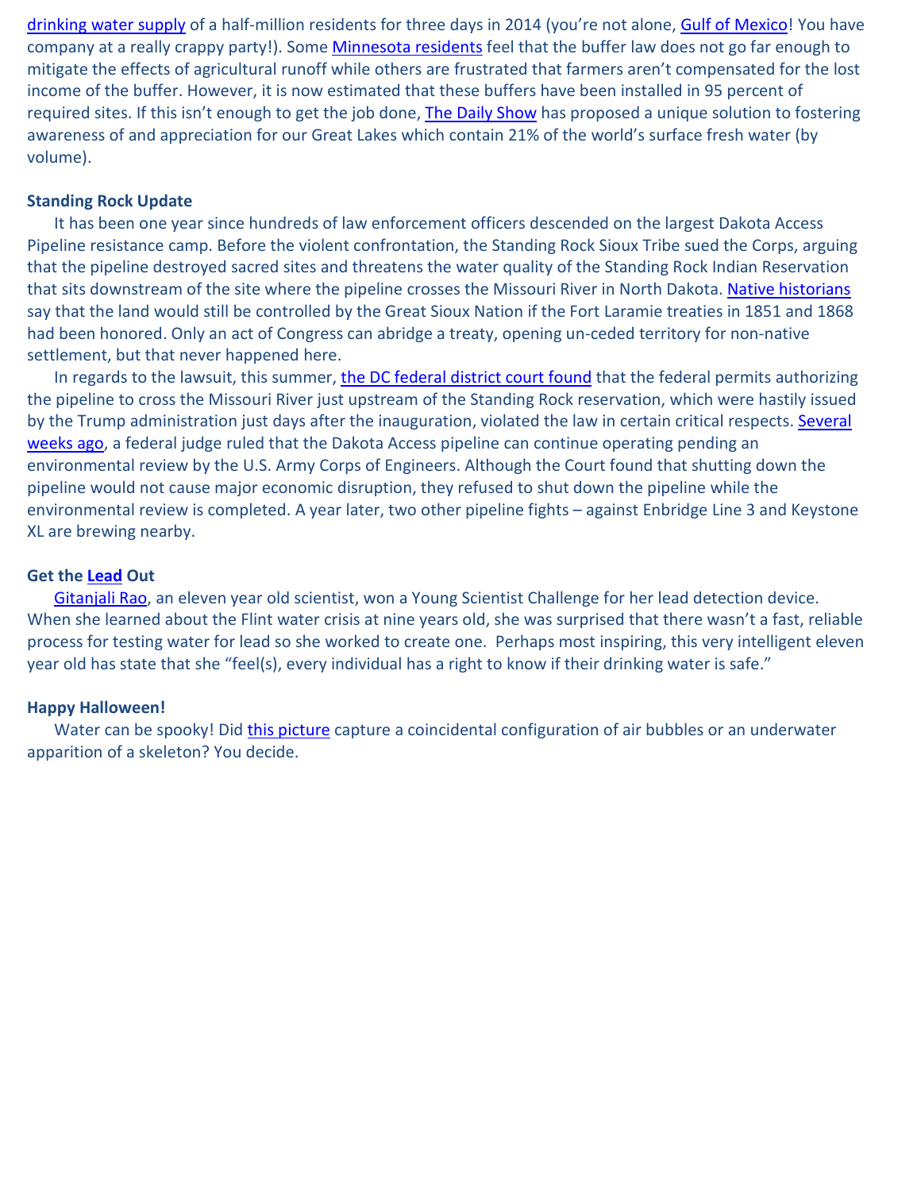drinking water supply of a half-million residents for three days in 2014 (you're not alone, Gulf of Mexico! You have company at a really crappy party!). Some Minnesota residents feel that the buffer law does not go far enough to mitigate the effects of agricultural runoff while others are frustrated that farmers aren't compensated for the lost income of the buffer. However, it is now estimated that these buffers have been installed in 95 percent of required sites. If this isn't enough to get the job done, The Daily Show has proposed a unique solution to fostering awareness of and appreciation for our Great Lakes which contain 21% of the world's surface fresh water (by volume).

**Standing Rock Update**

It has been one year since hundreds of law enforcement officers descended on the largest Dakota Access Pipeline resistance camp. Before the violent confrontation, the Standing Rock Sioux Tribe sued the Corps, arguing that the pipeline destroyed sacred sites and threatens the water quality of the Standing Rock Indian Reservation that sits downstream of the site where the pipeline crosses the Missouri River in North Dakota. Native historians say that the land would still be controlled by the Great Sioux Nation if the Fort Laramie treaties in 1851 and 1868 had been honored. Only an act of Congress can abridge a treaty, opening un-ceded territory for non-native settlement, but that never happened here.

In regards to the lawsuit, this summer, the DC federal district court found that the federal permits authorizing the pipeline to cross the Missouri River just upstream of the Standing Rock reservation, which were hastily issued by the Trump administration just days after the inauguration, violated the law in certain critical respects. Several weeks ago, a federal judge ruled that the Dakota Access pipeline can continue operating pending an environmental review by the U.S. Army Corps of Engineers. Although the Court found that shutting down the pipeline would not cause major economic disruption, they refused to shut down the pipeline while the environmental review is completed. A year later, two other pipeline fights – against Enbridge Line 3 and Keystone XL are brewing nearby.

**Get the Lead Out**

Gitanjali Rao, an eleven year old scientist, won a Young Scientist Challenge for her lead detection device. When she learned about the Flint water crisis at nine years old, she was surprised that there wasn't a fast, reliable process for testing water for lead so she worked to create one. Perhaps most inspiring, this very intelligent eleven year old has state that she "feel(s), every individual has a right to know if their drinking water is safe."

**Happy Halloween!**

Water can be spooky! Did this picture capture a coincidental configuration of air bubbles or an underwater apparition of a skeleton? You decide.